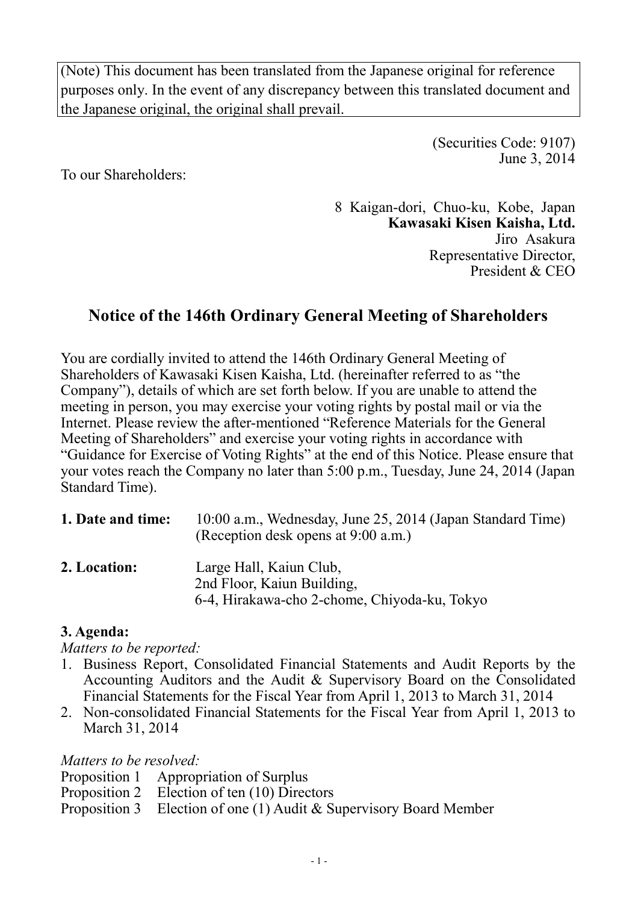(Note) This document has been translated from the Japanese original for reference purposes only. In the event of any discrepancy between this translated document and the Japanese original, the original shall prevail.

(Securities Code: 9107)
June 3, 2014

To our Shareholders:

8 Kaigan-dori, Chuo-ku, Kobe, Japan
**Kawasaki Kisen Kaisha, Ltd.**
Jiro Asakura
Representative Director,
President & CEO

# Notice of the 146th Ordinary General Meeting of Shareholders

You are cordially invited to attend the 146th Ordinary General Meeting of Shareholders of Kawasaki Kisen Kaisha, Ltd. (hereinafter referred to as "the Company"), details of which are set forth below. If you are unable to attend the meeting in person, you may exercise your voting rights by postal mail or via the Internet. Please review the after-mentioned "Reference Materials for the General Meeting of Shareholders" and exercise your voting rights in accordance with "Guidance for Exercise of Voting Rights" at the end of this Notice. Please ensure that your votes reach the Company no later than 5:00 p.m., Tuesday, June 24, 2014 (Japan Standard Time).

**1. Date and time:** 10:00 a.m., Wednesday, June 25, 2014 (Japan Standard Time)
(Reception desk opens at 9:00 a.m.)

**2. Location:** Large Hall, Kaiun Club,
2nd Floor, Kaiun Building,
6-4, Hirakawa-cho 2-chome, Chiyoda-ku, Tokyo

**3. Agenda:**

*Matters to be reported:*

1. Business Report, Consolidated Financial Statements and Audit Reports by the Accounting Auditors and the Audit & Supervisory Board on the Consolidated Financial Statements for the Fiscal Year from April 1, 2013 to March 31, 2014
2. Non-consolidated Financial Statements for the Fiscal Year from April 1, 2013 to March 31, 2014

*Matters to be resolved:*

Proposition 1 Appropriation of Surplus
Proposition 2 Election of ten (10) Directors
Proposition 3 Election of one (1) Audit & Supervisory Board Member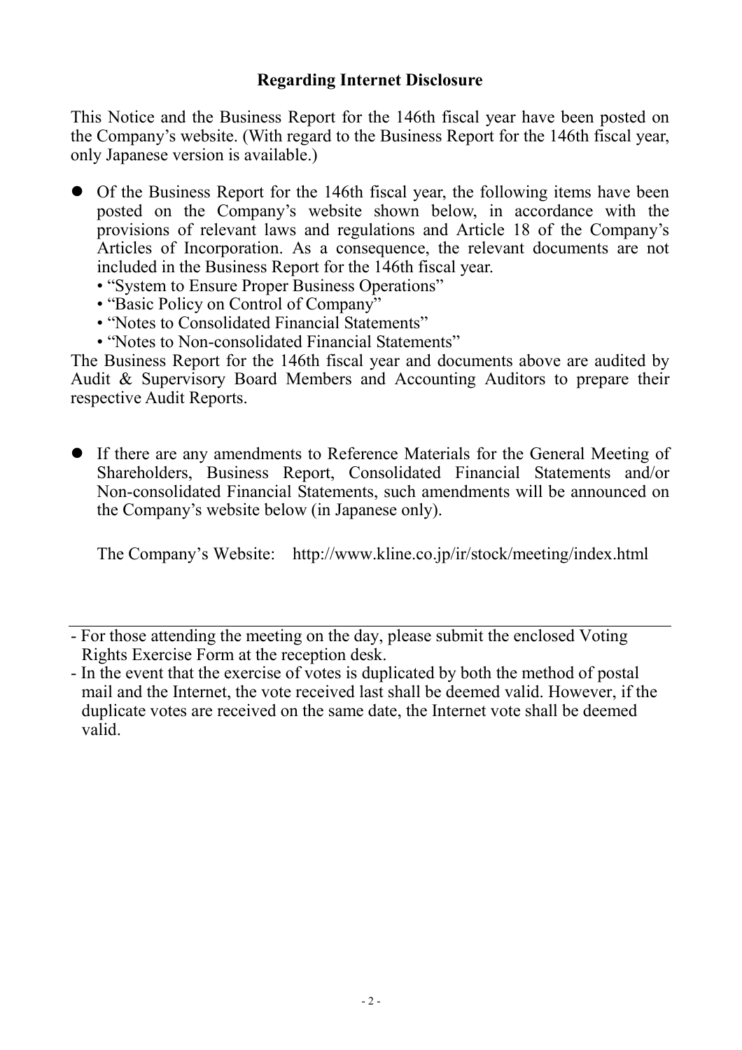## Regarding Internet Disclosure

This Notice and the Business Report for the 146th fiscal year have been posted on the Company's website. (With regard to the Business Report for the 146th fiscal year, only Japanese version is available.)

- Of the Business Report for the 146th fiscal year, the following items have been posted on the Company's website shown below, in accordance with the provisions of relevant laws and regulations and Article 18 of the Company's Articles of Incorporation. As a consequence, the relevant documents are not included in the Business Report for the 146th fiscal year.
  - "System to Ensure Proper Business Operations"
  - "Basic Policy on Control of Company"
  - "Notes to Consolidated Financial Statements"
  - "Notes to Non-consolidated Financial Statements"

The Business Report for the 146th fiscal year and documents above are audited by Audit & Supervisory Board Members and Accounting Auditors to prepare their respective Audit Reports.

- If there are any amendments to Reference Materials for the General Meeting of Shareholders, Business Report, Consolidated Financial Statements and/or Non-consolidated Financial Statements, such amendments will be announced on the Company's website below (in Japanese only).

  The Company's Website: http://www.kline.co.jp/ir/stock/meeting/index.html

---

- For those attending the meeting on the day, please submit the enclosed Voting Rights Exercise Form at the reception desk.
- In the event that the exercise of votes is duplicated by both the method of postal mail and the Internet, the vote received last shall be deemed valid. However, if the duplicate votes are received on the same date, the Internet vote shall be deemed valid.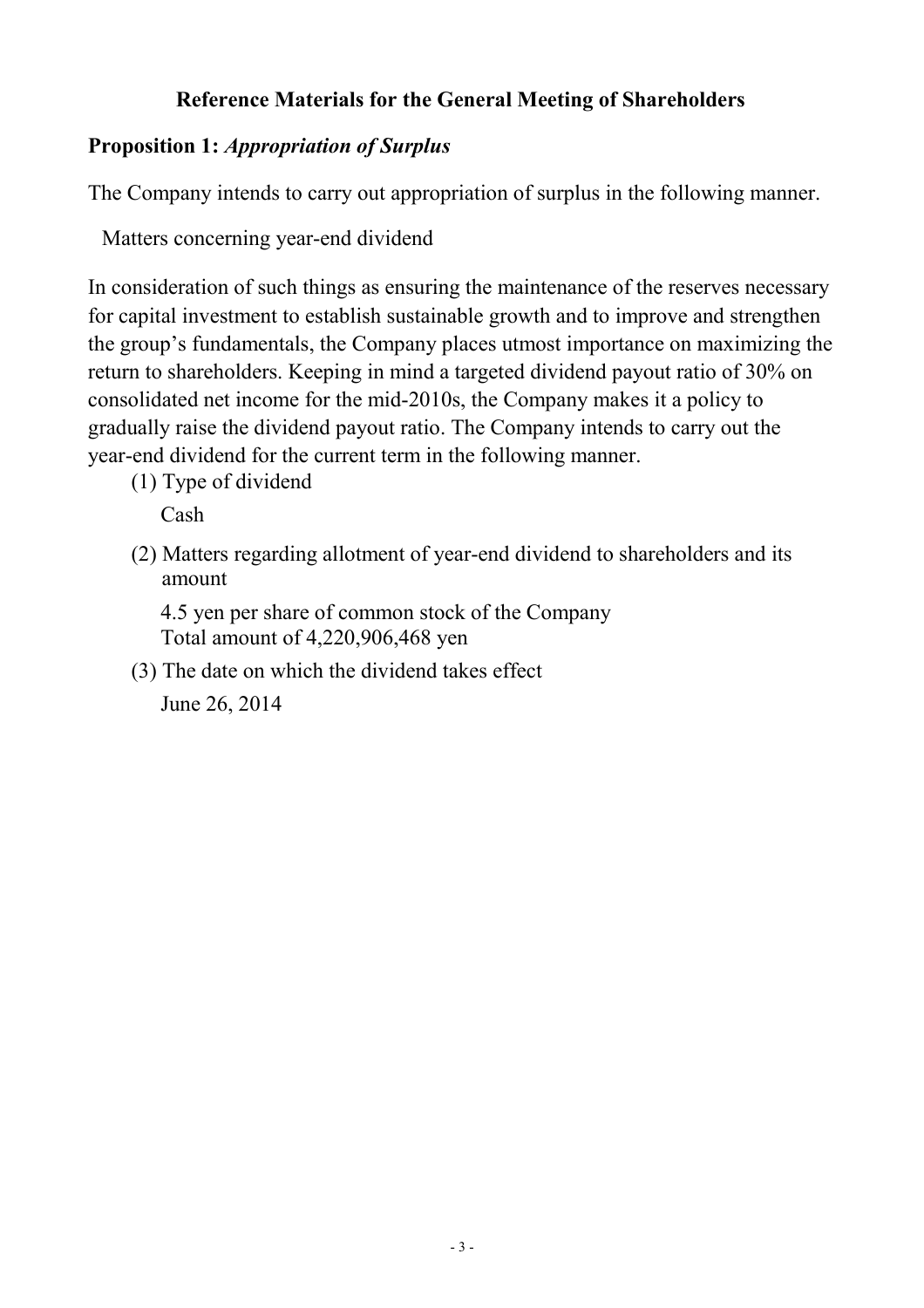# Reference Materials for the General Meeting of Shareholders

## Proposition 1: *Appropriation of Surplus*

The Company intends to carry out appropriation of surplus in the following manner.

Matters concerning year-end dividend

In consideration of such things as ensuring the maintenance of the reserves necessary for capital investment to establish sustainable growth and to improve and strengthen the group's fundamentals, the Company places utmost importance on maximizing the return to shareholders. Keeping in mind a targeted dividend payout ratio of 30% on consolidated net income for the mid-2010s, the Company makes it a policy to gradually raise the dividend payout ratio. The Company intends to carry out the year-end dividend for the current term in the following manner.

(1) Type of dividend

Cash

(2) Matters regarding allotment of year-end dividend to shareholders and its amount

4.5 yen per share of common stock of the Company
Total amount of 4,220,906,468 yen

(3) The date on which the dividend takes effect

June 26, 2014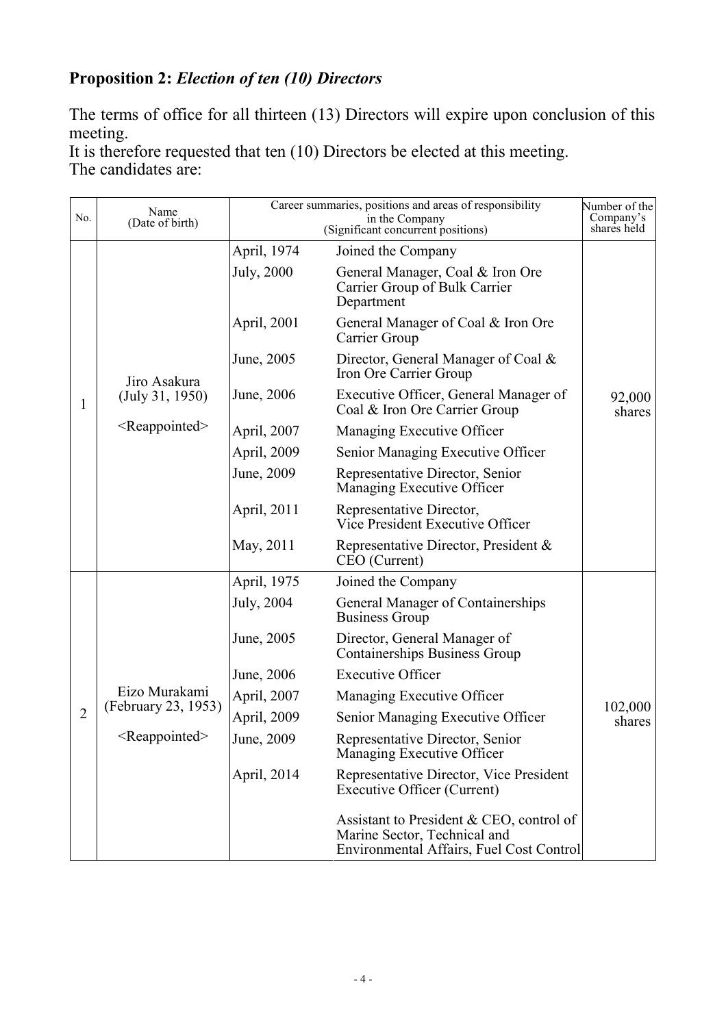## Proposition 2: *Election of ten (10) Directors*

The terms of office for all thirteen (13) Directors will expire upon conclusion of this meeting.
It is therefore requested that ten (10) Directors be elected at this meeting.
The candidates are:

| No. | Name (Date of birth) | Career summaries, positions and areas of responsibility in the Company (Significant concurrent positions) | | Number of the Company's shares held |
|---|---|---|---|---|
| 1 | Jiro Asakura (July 31, 1950) <Reappointed> | April, 1974 | Joined the Company | 92,000 shares |
| | | July, 2000 | General Manager, Coal & Iron Ore Carrier Group of Bulk Carrier Department | |
| | | April, 2001 | General Manager of Coal & Iron Ore Carrier Group | |
| | | June, 2005 | Director, General Manager of Coal & Iron Ore Carrier Group | |
| | | June, 2006 | Executive Officer, General Manager of Coal & Iron Ore Carrier Group | |
| | | April, 2007 | Managing Executive Officer | |
| | | April, 2009 | Senior Managing Executive Officer | |
| | | June, 2009 | Representative Director, Senior Managing Executive Officer | |
| | | April, 2011 | Representative Director, Vice President Executive Officer | |
| | | May, 2011 | Representative Director, President & CEO (Current) | |
| 2 | Eizo Murakami (February 23, 1953) <Reappointed> | April, 1975 | Joined the Company | 102,000 shares |
| | | July, 2004 | General Manager of Containerships Business Group | |
| | | June, 2005 | Director, General Manager of Containerships Business Group | |
| | | June, 2006 | Executive Officer | |
| | | April, 2007 | Managing Executive Officer | |
| | | April, 2009 | Senior Managing Executive Officer | |
| | | June, 2009 | Representative Director, Senior Managing Executive Officer | |
| | | April, 2014 | Representative Director, Vice President Executive Officer (Current) | |
| | | | Assistant to President & CEO, control of Marine Sector, Technical and Environmental Affairs, Fuel Cost Control | |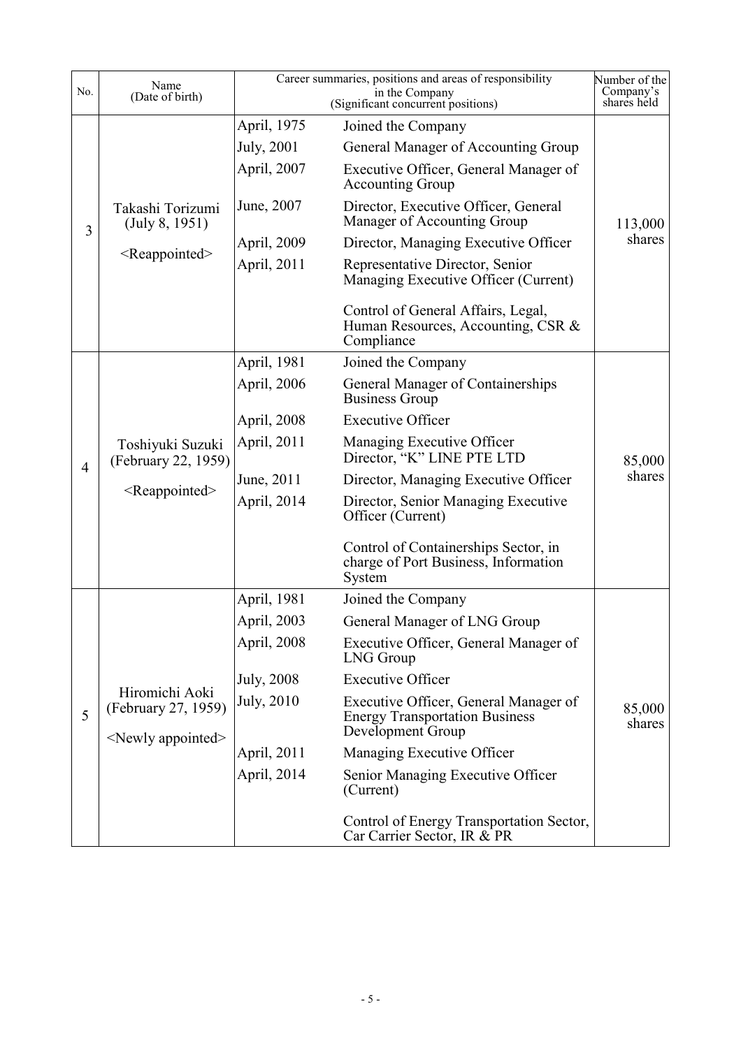| No. | Name (Date of birth) | Career summaries, positions and areas of responsibility in the Company (Significant concurrent positions) | | Number of the Company's shares held |
|---|---|---|---|---|
| 3 | Takashi Torizumi (July 8, 1951) <Reappointed> | April, 1975 | Joined the Company | 113,000 shares |
| | | July, 2001 | General Manager of Accounting Group | |
| | | April, 2007 | Executive Officer, General Manager of Accounting Group | |
| | | June, 2007 | Director, Executive Officer, General Manager of Accounting Group | |
| | | April, 2009 | Director, Managing Executive Officer | |
| | | April, 2011 | Representative Director, Senior Managing Executive Officer (Current) | |
| | | | Control of General Affairs, Legal, Human Resources, Accounting, CSR & Compliance | |
| 4 | Toshiyuki Suzuki (February 22, 1959) <Reappointed> | April, 1981 | Joined the Company | 85,000 shares |
| | | April, 2006 | General Manager of Containerships Business Group | |
| | | April, 2008 | Executive Officer | |
| | | April, 2011 | Managing Executive Officer Director, "K" LINE PTE LTD | |
| | | June, 2011 | Director, Managing Executive Officer | |
| | | April, 2014 | Director, Senior Managing Executive Officer (Current) | |
| | | | Control of Containerships Sector, in charge of Port Business, Information System | |
| 5 | Hiromichi Aoki (February 27, 1959) <Newly appointed> | April, 1981 | Joined the Company | 85,000 shares |
| | | April, 2003 | General Manager of LNG Group | |
| | | April, 2008 | Executive Officer, General Manager of LNG Group | |
| | | July, 2008 | Executive Officer | |
| | | July, 2010 | Executive Officer, General Manager of Energy Transportation Business Development Group | |
| | | April, 2011 | Managing Executive Officer | |
| | | April, 2014 | Senior Managing Executive Officer (Current) | |
| | | | Control of Energy Transportation Sector, Car Carrier Sector, IR & PR | |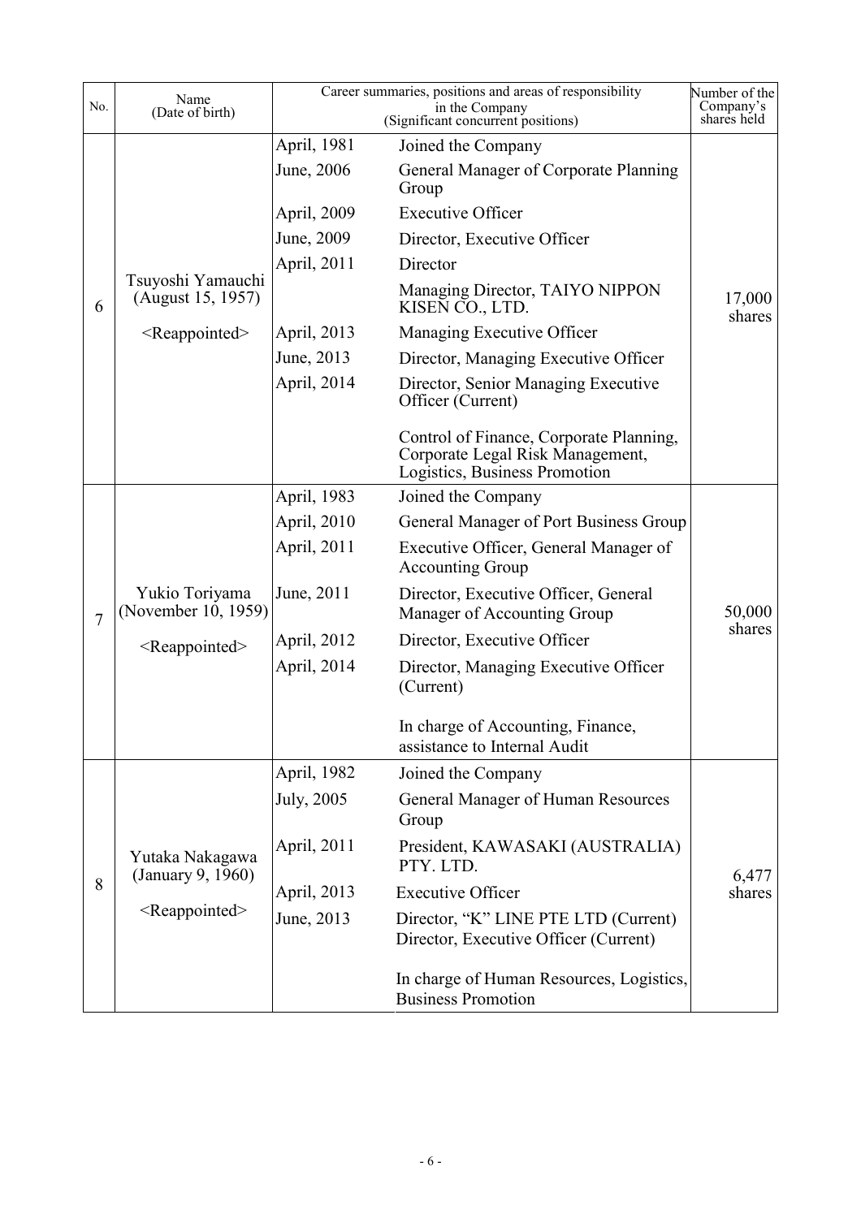| No. | Name (Date of birth) | Career summaries, positions and areas of responsibility in the Company (Significant concurrent positions) | | Number of the Company's shares held |
|---|---|---|---|---|
| 6 | Tsuyoshi Yamauchi (August 15, 1957) <Reappointed> | April, 1981 | Joined the Company | 17,000 shares |
| | | June, 2006 | General Manager of Corporate Planning Group | |
| | | April, 2009 | Executive Officer | |
| | | June, 2009 | Director, Executive Officer | |
| | | April, 2011 | Director | |
| | | | Managing Director, TAIYO NIPPON KISEN CO., LTD. | |
| | | April, 2013 | Managing Executive Officer | |
| | | June, 2013 | Director, Managing Executive Officer | |
| | | April, 2014 | Director, Senior Managing Executive Officer (Current) | |
| | | | Control of Finance, Corporate Planning, Corporate Legal Risk Management, Logistics, Business Promotion | |
| 7 | Yukio Toriyama (November 10, 1959) <Reappointed> | April, 1983 | Joined the Company | 50,000 shares |
| | | April, 2010 | General Manager of Port Business Group | |
| | | April, 2011 | Executive Officer, General Manager of Accounting Group | |
| | | June, 2011 | Director, Executive Officer, General Manager of Accounting Group | |
| | | April, 2012 | Director, Executive Officer | |
| | | April, 2014 | Director, Managing Executive Officer (Current) | |
| | | | In charge of Accounting, Finance, assistance to Internal Audit | |
| 8 | Yutaka Nakagawa (January 9, 1960) <Reappointed> | April, 1982 | Joined the Company | 6,477 shares |
| | | July, 2005 | General Manager of Human Resources Group | |
| | | April, 2011 | President, KAWASAKI (AUSTRALIA) PTY. LTD. | |
| | | April, 2013 | Executive Officer | |
| | | June, 2013 | Director, "K" LINE PTE LTD (Current) Director, Executive Officer (Current) | |
| | | | In charge of Human Resources, Logistics, Business Promotion | |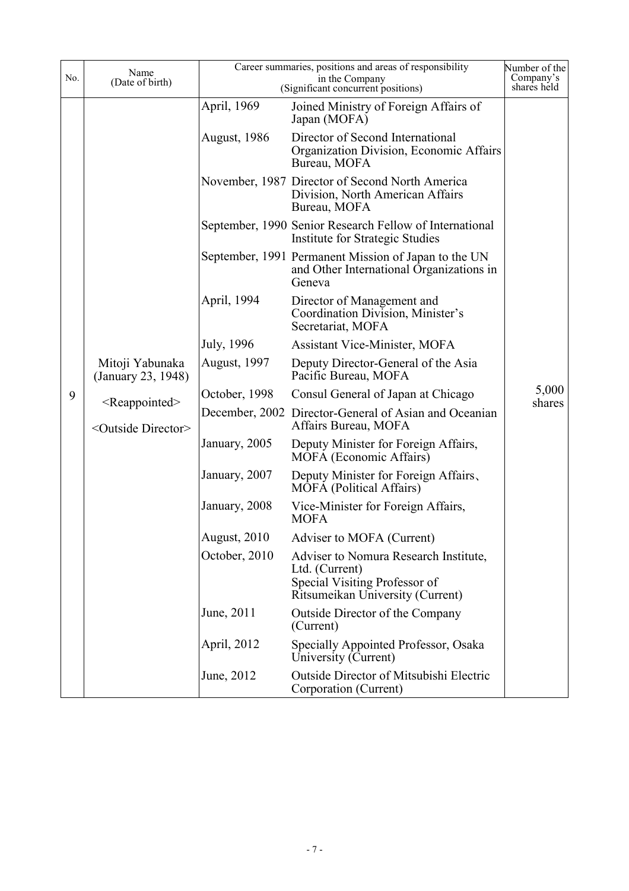| No. | Name (Date of birth) | Career summaries, positions and areas of responsibility in the Company (Significant concurrent positions) | | Number of the Company's shares held |
|---|---|---|---|---|
| 9 | Mitoji Yabunaka (January 23, 1948) <Reappointed> <Outside Director> | April, 1969 | Joined Ministry of Foreign Affairs of Japan (MOFA) | 5,000 shares |
| | | August, 1986 | Director of Second International Organization Division, Economic Affairs Bureau, MOFA | |
| | | November, 1987 | Director of Second North America Division, North American Affairs Bureau, MOFA | |
| | | September, 1990 | Senior Research Fellow of International Institute for Strategic Studies | |
| | | September, 1991 | Permanent Mission of Japan to the UN and Other International Organizations in Geneva | |
| | | April, 1994 | Director of Management and Coordination Division, Minister's Secretariat, MOFA | |
| | | July, 1996 | Assistant Vice-Minister, MOFA | |
| | | August, 1997 | Deputy Director-General of the Asia Pacific Bureau, MOFA | |
| | | October, 1998 | Consul General of Japan at Chicago | |
| | | December, 2002 | Director-General of Asian and Oceanian Affairs Bureau, MOFA | |
| | | January, 2005 | Deputy Minister for Foreign Affairs, MOFA (Economic Affairs) | |
| | | January, 2007 | Deputy Minister for Foreign Affairs、MOFA (Political Affairs) | |
| | | January, 2008 | Vice-Minister for Foreign Affairs, MOFA | |
| | | August, 2010 | Adviser to MOFA (Current) | |
| | | October, 2010 | Adviser to Nomura Research Institute, Ltd. (Current) Special Visiting Professor of Ritsumeikan University (Current) | |
| | | June, 2011 | Outside Director of the Company (Current) | |
| | | April, 2012 | Specially Appointed Professor, Osaka University (Current) | |
| | | June, 2012 | Outside Director of Mitsubishi Electric Corporation (Current) | |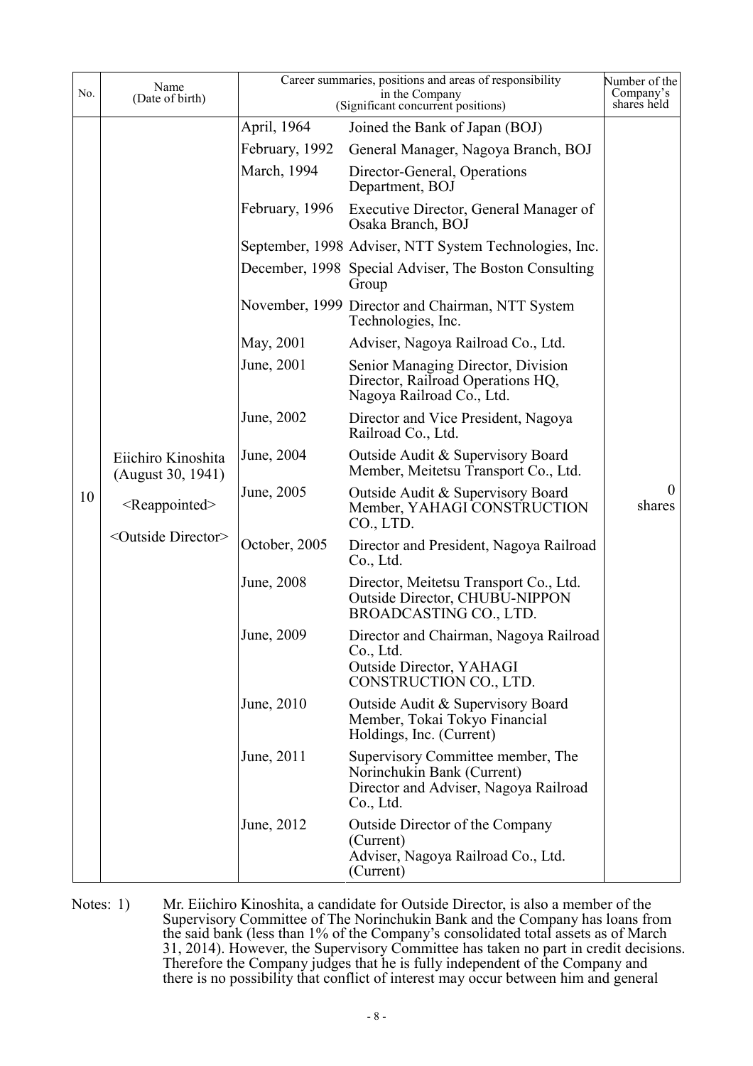| No. | Name (Date of birth) | Career summaries, positions and areas of responsibility in the Company (Significant concurrent positions) | | Number of the Company's shares held |
|---|---|---|---|---|
| 10 | Eiichiro Kinoshita (August 30, 1941) <Reappointed> <Outside Director> | April, 1964 | Joined the Bank of Japan (BOJ) | 0 shares |
| | | February, 1992 | General Manager, Nagoya Branch, BOJ | |
| | | March, 1994 | Director-General, Operations Department, BOJ | |
| | | February, 1996 | Executive Director, General Manager of Osaka Branch, BOJ | |
| | | September, 1998 | Adviser, NTT System Technologies, Inc. | |
| | | December, 1998 | Special Adviser, The Boston Consulting Group | |
| | | November, 1999 | Director and Chairman, NTT System Technologies, Inc. | |
| | | May, 2001 | Adviser, Nagoya Railroad Co., Ltd. | |
| | | June, 2001 | Senior Managing Director, Division Director, Railroad Operations HQ, Nagoya Railroad Co., Ltd. | |
| | | June, 2002 | Director and Vice President, Nagoya Railroad Co., Ltd. | |
| | | June, 2004 | Outside Audit & Supervisory Board Member, Meitetsu Transport Co., Ltd. | |
| | | June, 2005 | Outside Audit & Supervisory Board Member, YAHAGI CONSTRUCTION CO., LTD. | |
| | | October, 2005 | Director and President, Nagoya Railroad Co., Ltd. | |
| | | June, 2008 | Director, Meitetsu Transport Co., Ltd. Outside Director, CHUBU-NIPPON BROADCASTING CO., LTD. | |
| | | June, 2009 | Director and Chairman, Nagoya Railroad Co., Ltd. Outside Director, YAHAGI CONSTRUCTION CO., LTD. | |
| | | June, 2010 | Outside Audit & Supervisory Board Member, Tokai Tokyo Financial Holdings, Inc. (Current) | |
| | | June, 2011 | Supervisory Committee member, The Norinchukin Bank (Current) Director and Adviser, Nagoya Railroad Co., Ltd. | |
| | | June, 2012 | Outside Director of the Company (Current) Adviser, Nagoya Railroad Co., Ltd. (Current) | |

Notes: 1) Mr. Eiichiro Kinoshita, a candidate for Outside Director, is also a member of the Supervisory Committee of The Norinchukin Bank and the Company has loans from the said bank (less than 1% of the Company's consolidated total assets as of March 31, 2014). However, the Supervisory Committee has taken no part in credit decisions. Therefore the Company judges that he is fully independent of the Company and there is no possibility that conflict of interest may occur between him and general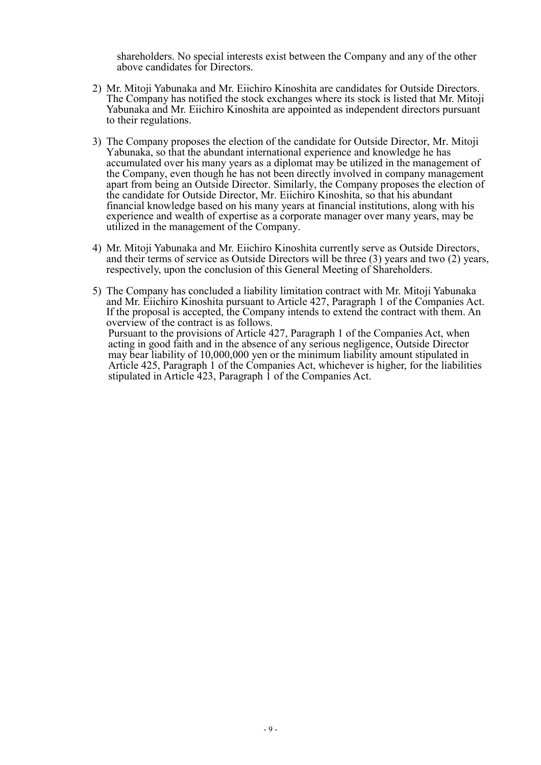shareholders. No special interests exist between the Company and any of the other above candidates for Directors.

2) Mr. Mitoji Yabunaka and Mr. Eiichiro Kinoshita are candidates for Outside Directors. The Company has notified the stock exchanges where its stock is listed that Mr. Mitoji Yabunaka and Mr. Eiichiro Kinoshita are appointed as independent directors pursuant to their regulations.

3) The Company proposes the election of the candidate for Outside Director, Mr. Mitoji Yabunaka, so that the abundant international experience and knowledge he has accumulated over his many years as a diplomat may be utilized in the management of the Company, even though he has not been directly involved in company management apart from being an Outside Director. Similarly, the Company proposes the election of the candidate for Outside Director, Mr. Eiichiro Kinoshita, so that his abundant financial knowledge based on his many years at financial institutions, along with his experience and wealth of expertise as a corporate manager over many years, may be utilized in the management of the Company.

4) Mr. Mitoji Yabunaka and Mr. Eiichiro Kinoshita currently serve as Outside Directors, and their terms of service as Outside Directors will be three (3) years and two (2) years, respectively, upon the conclusion of this General Meeting of Shareholders.

5) The Company has concluded a liability limitation contract with Mr. Mitoji Yabunaka and Mr. Eiichiro Kinoshita pursuant to Article 427, Paragraph 1 of the Companies Act. If the proposal is accepted, the Company intends to extend the contract with them. An overview of the contract is as follows.
   Pursuant to the provisions of Article 427, Paragraph 1 of the Companies Act, when acting in good faith and in the absence of any serious negligence, Outside Director may bear liability of 10,000,000 yen or the minimum liability amount stipulated in Article 425, Paragraph 1 of the Companies Act, whichever is higher, for the liabilities stipulated in Article 423, Paragraph 1 of the Companies Act.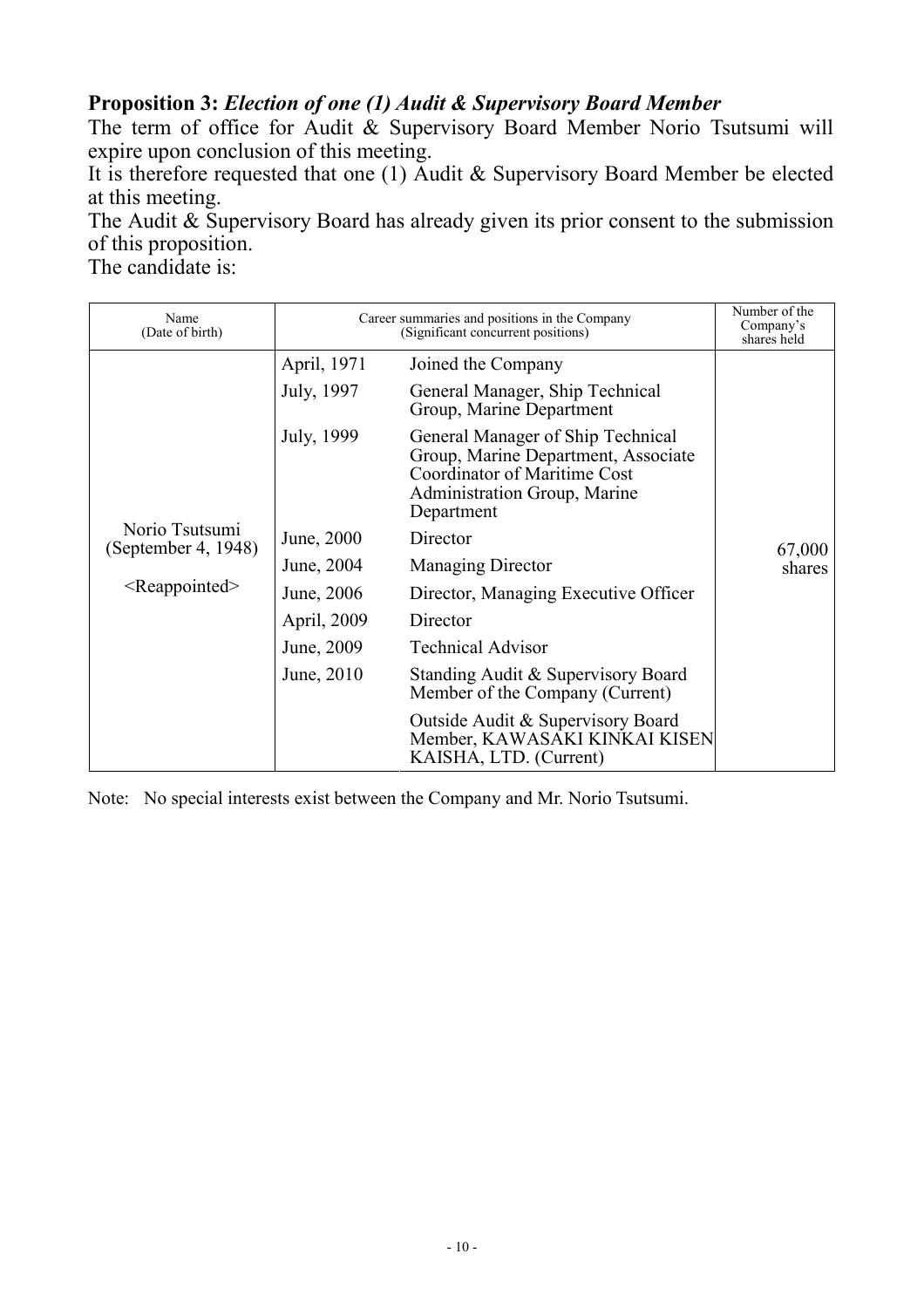**Proposition 3:** ***Election of one (1) Audit & Supervisory Board Member***

The term of office for Audit & Supervisory Board Member Norio Tsutsumi will expire upon conclusion of this meeting.

It is therefore requested that one (1) Audit & Supervisory Board Member be elected at this meeting.

The Audit & Supervisory Board has already given its prior consent to the submission of this proposition.

The candidate is:

| Name (Date of birth) | Career summaries and positions in the Company (Significant concurrent positions) | | Number of the Company's shares held |
|---|---|---|---|
| Norio Tsutsumi (September 4, 1948) <Reappointed> | April, 1971 | Joined the Company | 67,000 shares |
| | July, 1997 | General Manager, Ship Technical Group, Marine Department | |
| | July, 1999 | General Manager of Ship Technical Group, Marine Department, Associate Coordinator of Maritime Cost Administration Group, Marine Department | |
| | June, 2000 | Director | |
| | June, 2004 | Managing Director | |
| | June, 2006 | Director, Managing Executive Officer | |
| | April, 2009 | Director | |
| | June, 2009 | Technical Advisor | |
| | June, 2010 | Standing Audit & Supervisory Board Member of the Company (Current) | |
| | | Outside Audit & Supervisory Board Member, KAWASAKI KINKAI KISEN KAISHA, LTD. (Current) | |

Note: No special interests exist between the Company and Mr. Norio Tsutsumi.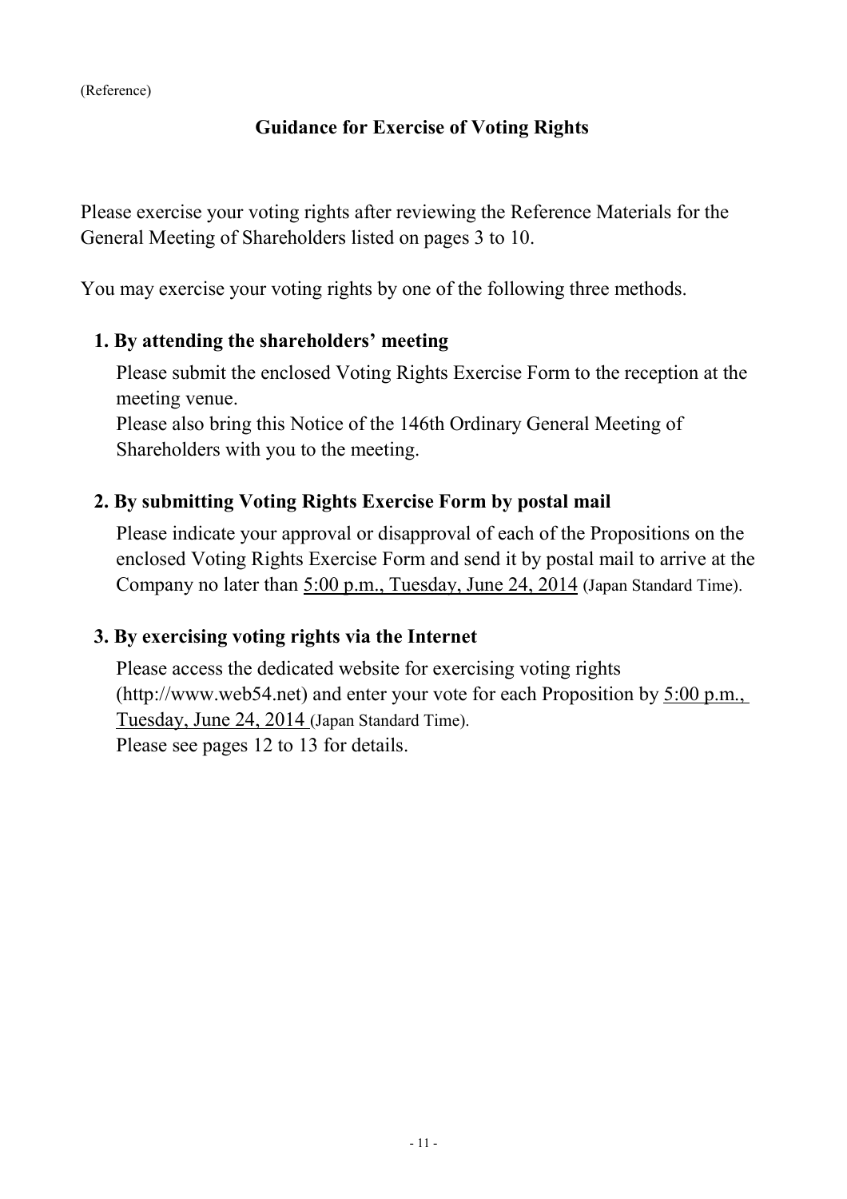(Reference)

## Guidance for Exercise of Voting Rights

Please exercise your voting rights after reviewing the Reference Materials for the General Meeting of Shareholders listed on pages 3 to 10.

You may exercise your voting rights by one of the following three methods.

### 1. By attending the shareholders' meeting

Please submit the enclosed Voting Rights Exercise Form to the reception at the meeting venue.
Please also bring this Notice of the 146th Ordinary General Meeting of Shareholders with you to the meeting.

### 2. By submitting Voting Rights Exercise Form by postal mail

Please indicate your approval or disapproval of each of the Propositions on the enclosed Voting Rights Exercise Form and send it by postal mail to arrive at the Company no later than 5:00 p.m., Tuesday, June 24, 2014 (Japan Standard Time).

### 3. By exercising voting rights via the Internet

Please access the dedicated website for exercising voting rights (http://www.web54.net) and enter your vote for each Proposition by 5:00 p.m., Tuesday, June 24, 2014 (Japan Standard Time).
Please see pages 12 to 13 for details.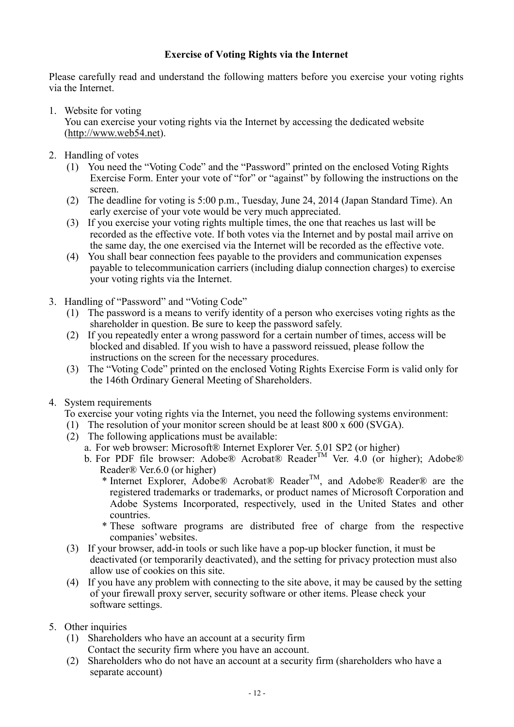**Exercise of Voting Rights via the Internet**

Please carefully read and understand the following matters before you exercise your voting rights via the Internet.

1. Website for voting
   You can exercise your voting rights via the Internet by accessing the dedicated website (http://www.web54.net).

2. Handling of votes
   (1) You need the "Voting Code" and the "Password" printed on the enclosed Voting Rights Exercise Form. Enter your vote of "for" or "against" by following the instructions on the screen.
   (2) The deadline for voting is 5:00 p.m., Tuesday, June 24, 2014 (Japan Standard Time). An early exercise of your vote would be very much appreciated.
   (3) If you exercise your voting rights multiple times, the one that reaches us last will be recorded as the effective vote. If both votes via the Internet and by postal mail arrive on the same day, the one exercised via the Internet will be recorded as the effective vote.
   (4) You shall bear connection fees payable to the providers and communication expenses payable to telecommunication carriers (including dialup connection charges) to exercise your voting rights via the Internet.

3. Handling of "Password" and "Voting Code"
   (1) The password is a means to verify identity of a person who exercises voting rights as the shareholder in question. Be sure to keep the password safely.
   (2) If you repeatedly enter a wrong password for a certain number of times, access will be blocked and disabled. If you wish to have a password reissued, please follow the instructions on the screen for the necessary procedures.
   (3) The "Voting Code" printed on the enclosed Voting Rights Exercise Form is valid only for the 146th Ordinary General Meeting of Shareholders.

4. System requirements
   To exercise your voting rights via the Internet, you need the following systems environment:
   (1) The resolution of your monitor screen should be at least 800 x 600 (SVGA).
   (2) The following applications must be available:
      a. For web browser: Microsoft® Internet Explorer Ver. 5.01 SP2 (or higher)
      b. For PDF file browser: Adobe® Acrobat® Reader™ Ver. 4.0 (or higher); Adobe® Reader® Ver.6.0 (or higher)
         * Internet Explorer, Adobe® Acrobat® Reader™, and Adobe® Reader® are the registered trademarks or trademarks, or product names of Microsoft Corporation and Adobe Systems Incorporated, respectively, used in the United States and other countries.
         * These software programs are distributed free of charge from the respective companies' websites.
   (3) If your browser, add-in tools or such like have a pop-up blocker function, it must be deactivated (or temporarily deactivated), and the setting for privacy protection must also allow use of cookies on this site.
   (4) If you have any problem with connecting to the site above, it may be caused by the setting of your firewall proxy server, security software or other items. Please check your software settings.

5. Other inquiries
   (1) Shareholders who have an account at a security firm
       Contact the security firm where you have an account.
   (2) Shareholders who do not have an account at a security firm (shareholders who have a separate account)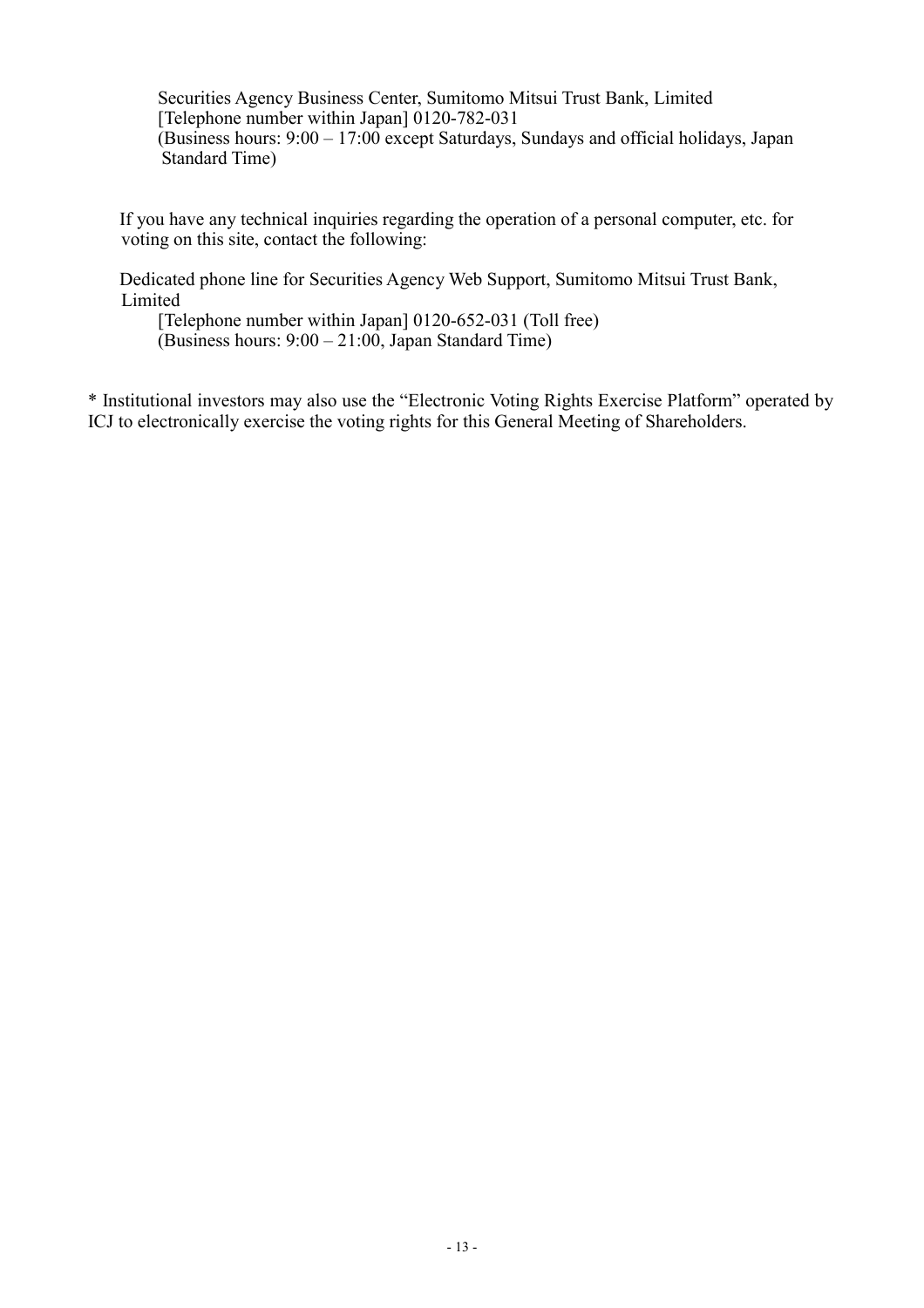Securities Agency Business Center, Sumitomo Mitsui Trust Bank, Limited
[Telephone number within Japan] 0120-782-031
(Business hours: 9:00 – 17:00 except Saturdays, Sundays and official holidays, Japan Standard Time)

If you have any technical inquiries regarding the operation of a personal computer, etc. for voting on this site, contact the following:

Dedicated phone line for Securities Agency Web Support, Sumitomo Mitsui Trust Bank, Limited
[Telephone number within Japan] 0120-652-031 (Toll free)
(Business hours: 9:00 – 21:00, Japan Standard Time)

* Institutional investors may also use the "Electronic Voting Rights Exercise Platform" operated by ICJ to electronically exercise the voting rights for this General Meeting of Shareholders.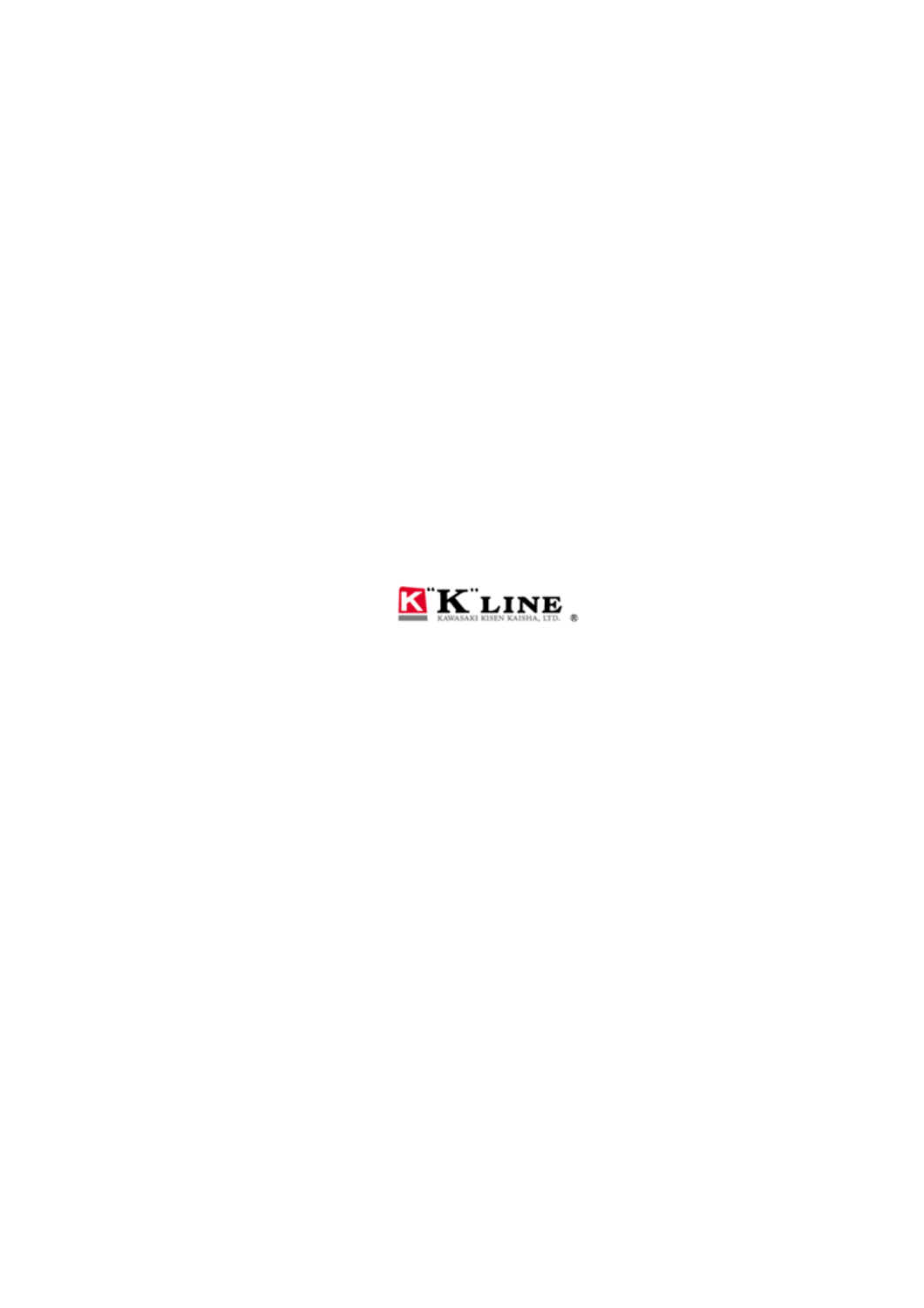"K" LINE

KAWASAKI KISEN KAISHA, LTD. ®